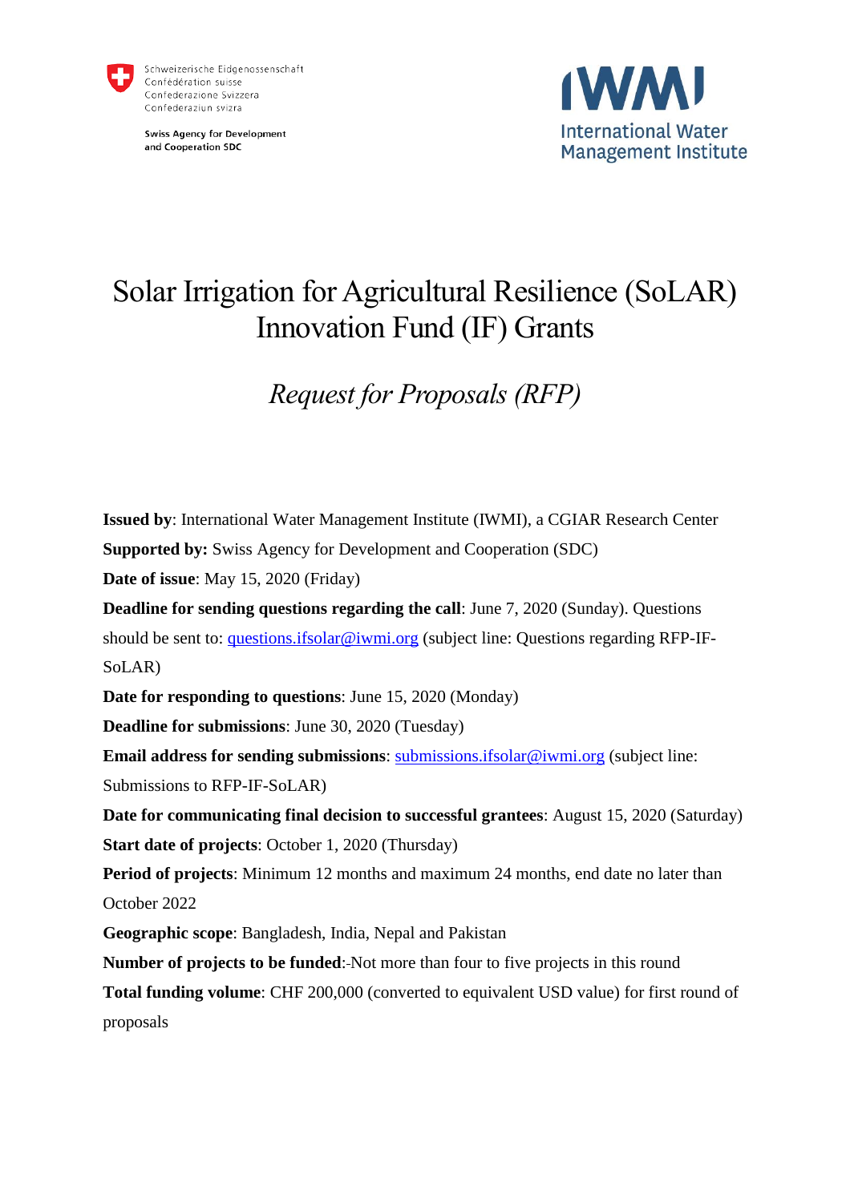Schweizerische Eidgenossenschaft
Confédération suisse
Confederazione Svizzera
Confederaziun svizra

Swiss Agency for Development and Cooperation SDC

IWMI
International Water Management Institute

# Solar Irrigation for Agricultural Resilience (SoLAR) Innovation Fund (IF) Grants

## *Request for Proposals (RFP)*

**Issued by**: International Water Management Institute (IWMI), a CGIAR Research Center

**Supported by:** Swiss Agency for Development and Cooperation (SDC)

**Date of issue**: May 15, 2020 (Friday)

**Deadline for sending questions regarding the call**: June 7, 2020 (Sunday). Questions should be sent to: questions.ifsolar@iwmi.org (subject line: Questions regarding RFP-IF-SoLAR)

**Date for responding to questions**: June 15, 2020 (Monday)

**Deadline for submissions**: June 30, 2020 (Tuesday)

**Email address for sending submissions**: submissions.ifsolar@iwmi.org (subject line: Submissions to RFP-IF-SoLAR)

**Date for communicating final decision to successful grantees**: August 15, 2020 (Saturday)

**Start date of projects**: October 1, 2020 (Thursday)

**Period of projects**: Minimum 12 months and maximum 24 months, end date no later than October 2022

**Geographic scope**: Bangladesh, India, Nepal and Pakistan

**Number of projects to be funded**: Not more than four to five projects in this round

**Total funding volume**: CHF 200,000 (converted to equivalent USD value) for first round of proposals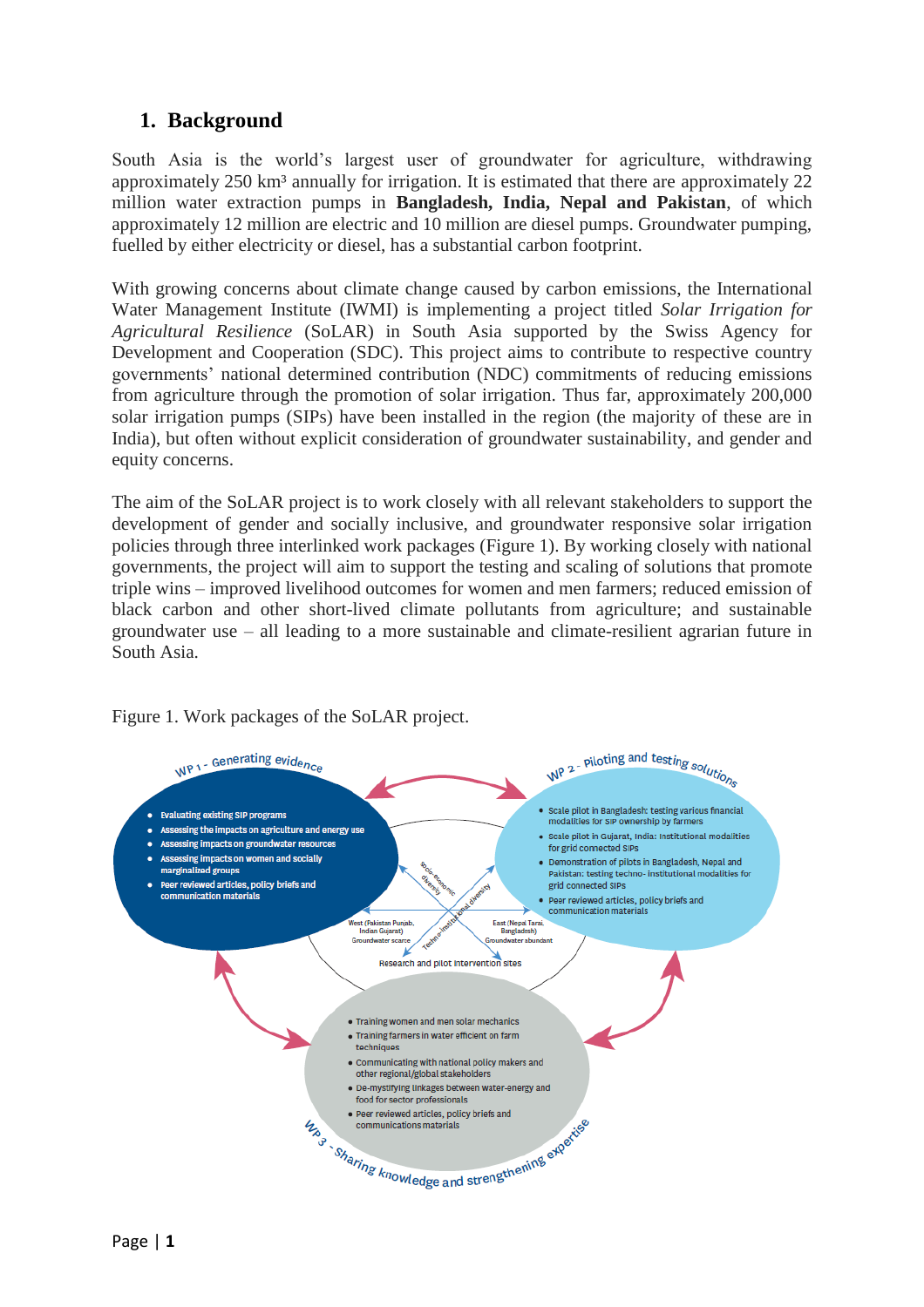## 1. Background

South Asia is the world's largest user of groundwater for agriculture, withdrawing approximately 250 km³ annually for irrigation. It is estimated that there are approximately 22 million water extraction pumps in **Bangladesh, India, Nepal and Pakistan**, of which approximately 12 million are electric and 10 million are diesel pumps. Groundwater pumping, fuelled by either electricity or diesel, has a substantial carbon footprint.

With growing concerns about climate change caused by carbon emissions, the International Water Management Institute (IWMI) is implementing a project titled *Solar Irrigation for Agricultural Resilience* (SoLAR) in South Asia supported by the Swiss Agency for Development and Cooperation (SDC). This project aims to contribute to respective country governments' national determined contribution (NDC) commitments of reducing emissions from agriculture through the promotion of solar irrigation. Thus far, approximately 200,000 solar irrigation pumps (SIPs) have been installed in the region (the majority of these are in India), but often without explicit consideration of groundwater sustainability, and gender and equity concerns.

The aim of the SoLAR project is to work closely with all relevant stakeholders to support the development of gender and socially inclusive, and groundwater responsive solar irrigation policies through three interlinked work packages (Figure 1). By working closely with national governments, the project will aim to support the testing and scaling of solutions that promote triple wins – improved livelihood outcomes for women and men farmers; reduced emission of black carbon and other short-lived climate pollutants from agriculture; and sustainable groundwater use – all leading to a more sustainable and climate-resilient agrarian future in South Asia.

Figure 1. Work packages of the SoLAR project.

**WP 1 - Generating evidence**

- Evaluating existing SIP programs
- Assessing the impacts on agriculture and energy use
- Assessing impacts on groundwater resources
- Assessing impacts on women and socially marginalized groups
- Peer reviewed articles, policy briefs and communication materials

**WP 2 - Piloting and testing solutions**

- Scale pilot in Bangladesh: testing various financial modalities for SIP ownership by farmers
- Scale pilot in Gujarat, India: Institutional modalities for grid connected SIPs
- Demonstration of pilots in Bangladesh, Nepal and Pakistan: testing techno-institutional modalities for grid connected SIPs
- Peer reviewed articles, policy briefs and communication materials

**Research and pilot intervention sites**

- West (Pakistan Punjab, Indian Gujarat) – Groundwater scarce
- East (Nepal Tarai, Bangladesh) – Groundwater abundant
- Socio-economic diversity
- Techno-institutional diversity

**WP 3 - Sharing knowledge and strengthening expertise**

- Training women and men solar mechanics
- Training farmers in water efficient on farm techniques
- Communicating with national policy makers and other regional/global stakeholders
- De-mystifying linkages between water-energy and food for sector professionals
- Peer reviewed articles, policy briefs and communications materials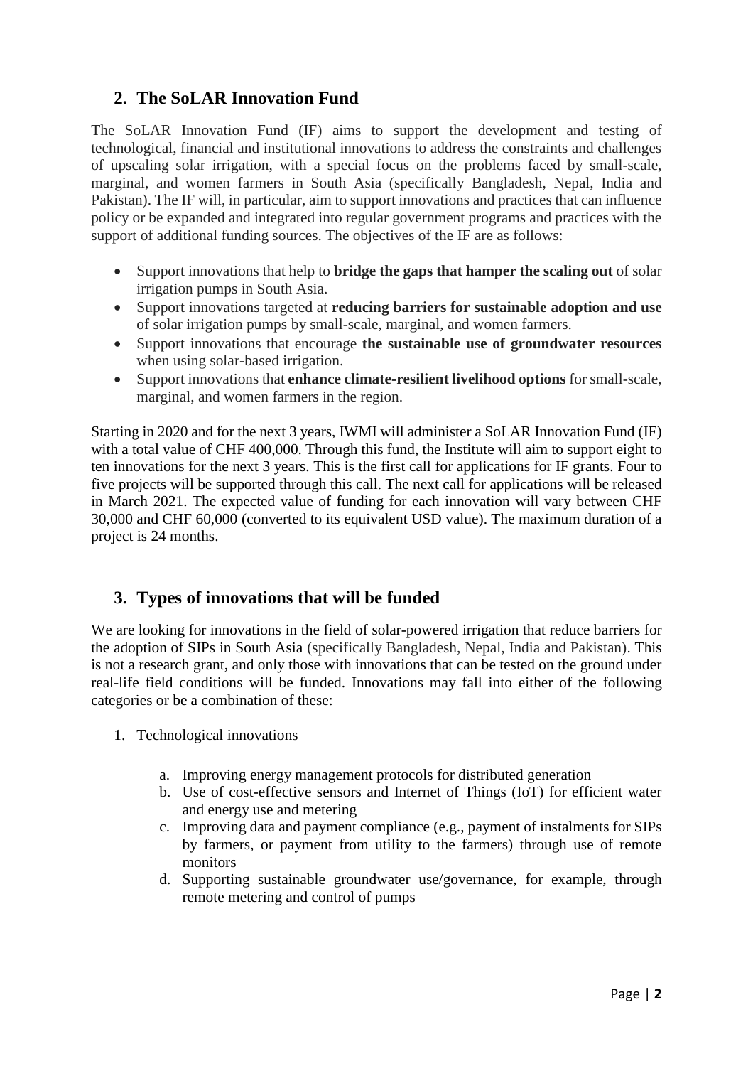## 2. The SoLAR Innovation Fund

The SoLAR Innovation Fund (IF) aims to support the development and testing of technological, financial and institutional innovations to address the constraints and challenges of upscaling solar irrigation, with a special focus on the problems faced by small-scale, marginal, and women farmers in South Asia (specifically Bangladesh, Nepal, India and Pakistan). The IF will, in particular, aim to support innovations and practices that can influence policy or be expanded and integrated into regular government programs and practices with the support of additional funding sources. The objectives of the IF are as follows:

- Support innovations that help to **bridge the gaps that hamper the scaling out** of solar irrigation pumps in South Asia.
- Support innovations targeted at **reducing barriers for sustainable adoption and use** of solar irrigation pumps by small-scale, marginal, and women farmers.
- Support innovations that encourage **the sustainable use of groundwater resources** when using solar-based irrigation.
- Support innovations that **enhance climate-resilient livelihood options** for small-scale, marginal, and women farmers in the region.

Starting in 2020 and for the next 3 years, IWMI will administer a SoLAR Innovation Fund (IF) with a total value of CHF 400,000. Through this fund, the Institute will aim to support eight to ten innovations for the next 3 years. This is the first call for applications for IF grants. Four to five projects will be supported through this call. The next call for applications will be released in March 2021. The expected value of funding for each innovation will vary between CHF 30,000 and CHF 60,000 (converted to its equivalent USD value). The maximum duration of a project is 24 months.

## 3. Types of innovations that will be funded

We are looking for innovations in the field of solar-powered irrigation that reduce barriers for the adoption of SIPs in South Asia (specifically Bangladesh, Nepal, India and Pakistan). This is not a research grant, and only those with innovations that can be tested on the ground under real-life field conditions will be funded. Innovations may fall into either of the following categories or be a combination of these:

1. Technological innovations

   a. Improving energy management protocols for distributed generation
   b. Use of cost-effective sensors and Internet of Things (IoT) for efficient water and energy use and metering
   c. Improving data and payment compliance (e.g., payment of instalments for SIPs by farmers, or payment from utility to the farmers) through use of remote monitors
   d. Supporting sustainable groundwater use/governance, for example, through remote metering and control of pumps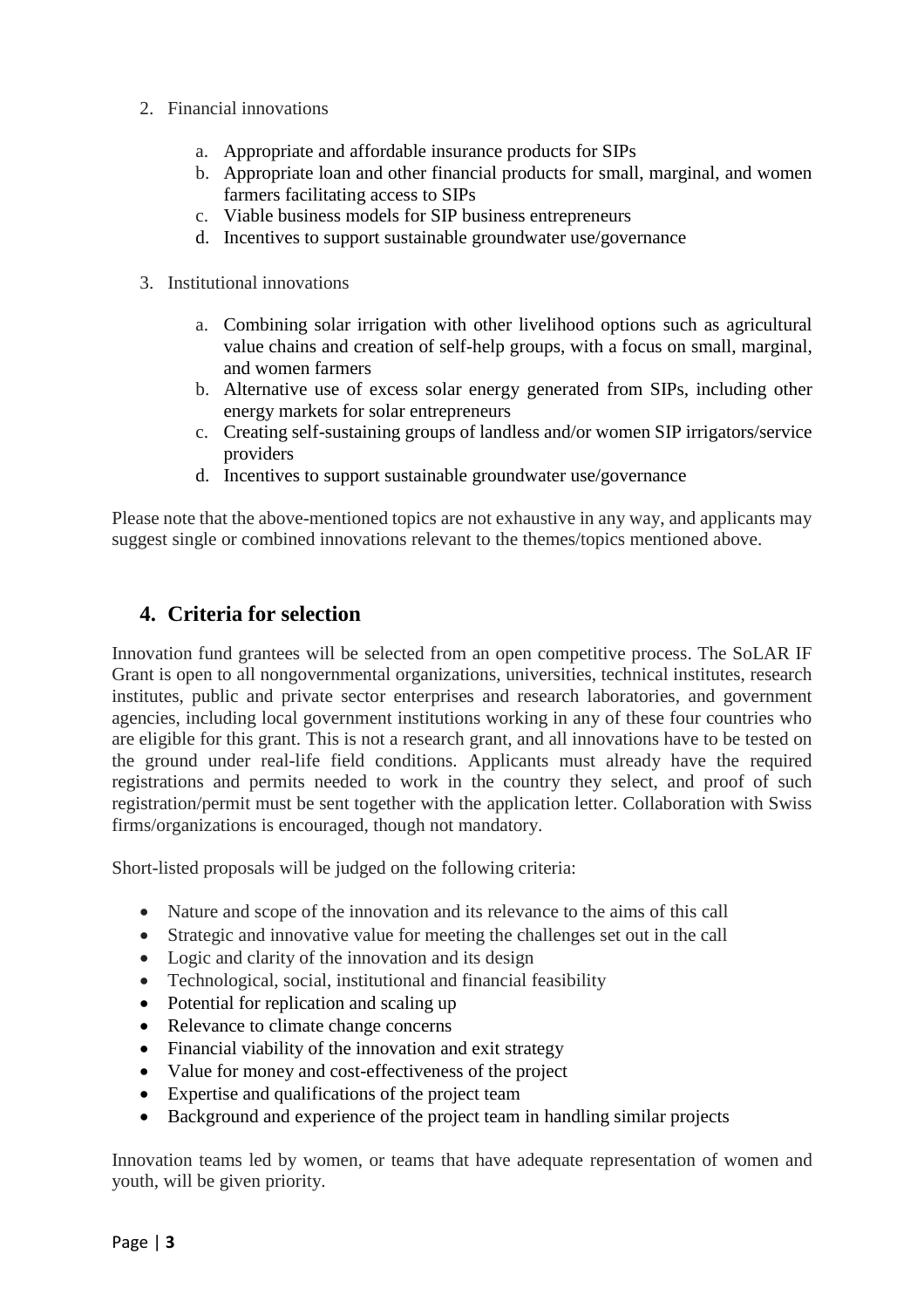2. Financial innovations

    a. Appropriate and affordable insurance products for SIPs
    b. Appropriate loan and other financial products for small, marginal, and women farmers facilitating access to SIPs
    c. Viable business models for SIP business entrepreneurs
    d. Incentives to support sustainable groundwater use/governance

3. Institutional innovations

    a. Combining solar irrigation with other livelihood options such as agricultural value chains and creation of self-help groups, with a focus on small, marginal, and women farmers
    b. Alternative use of excess solar energy generated from SIPs, including other energy markets for solar entrepreneurs
    c. Creating self-sustaining groups of landless and/or women SIP irrigators/service providers
    d. Incentives to support sustainable groundwater use/governance

Please note that the above-mentioned topics are not exhaustive in any way, and applicants may suggest single or combined innovations relevant to the themes/topics mentioned above.

## 4. Criteria for selection

Innovation fund grantees will be selected from an open competitive process. The SoLAR IF Grant is open to all nongovernmental organizations, universities, technical institutes, research institutes, public and private sector enterprises and research laboratories, and government agencies, including local government institutions working in any of these four countries who are eligible for this grant. This is not a research grant, and all innovations have to be tested on the ground under real-life field conditions. Applicants must already have the required registrations and permits needed to work in the country they select, and proof of such registration/permit must be sent together with the application letter. Collaboration with Swiss firms/organizations is encouraged, though not mandatory.

Short-listed proposals will be judged on the following criteria:

- Nature and scope of the innovation and its relevance to the aims of this call
- Strategic and innovative value for meeting the challenges set out in the call
- Logic and clarity of the innovation and its design
- Technological, social, institutional and financial feasibility
- Potential for replication and scaling up
- Relevance to climate change concerns
- Financial viability of the innovation and exit strategy
- Value for money and cost-effectiveness of the project
- Expertise and qualifications of the project team
- Background and experience of the project team in handling similar projects

Innovation teams led by women, or teams that have adequate representation of women and youth, will be given priority.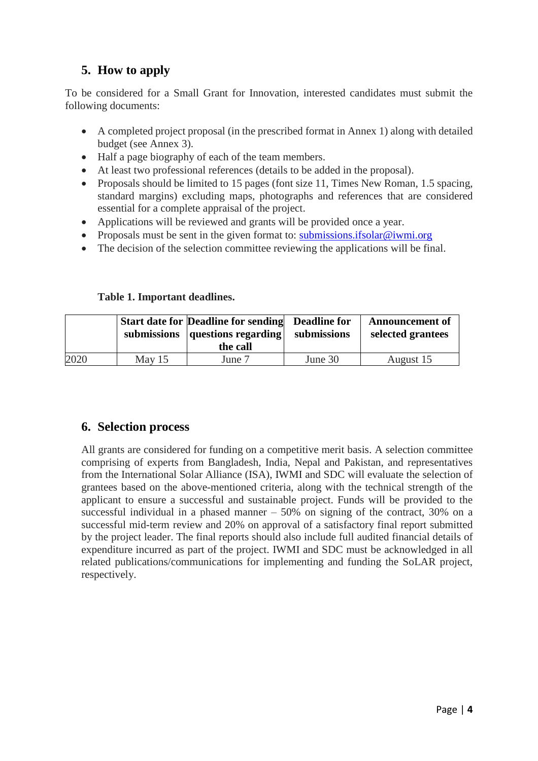## 5. How to apply

To be considered for a Small Grant for Innovation, interested candidates must submit the following documents:

- A completed project proposal (in the prescribed format in Annex 1) along with detailed budget (see Annex 3).
- Half a page biography of each of the team members.
- At least two professional references (details to be added in the proposal).
- Proposals should be limited to 15 pages (font size 11, Times New Roman, 1.5 spacing, standard margins) excluding maps, photographs and references that are considered essential for a complete appraisal of the project.
- Applications will be reviewed and grants will be provided once a year.
- Proposals must be sent in the given format to: submissions.ifsolar@iwmi.org
- The decision of the selection committee reviewing the applications will be final.

**Table 1. Important deadlines.**

| | Start date for submissions | Deadline for sending questions regarding the call | Deadline for submissions | Announcement of selected grantees |
|---|---|---|---|---|
| 2020 | May 15 | June 7 | June 30 | August 15 |

## 6. Selection process

All grants are considered for funding on a competitive merit basis. A selection committee comprising of experts from Bangladesh, India, Nepal and Pakistan, and representatives from the International Solar Alliance (ISA), IWMI and SDC will evaluate the selection of grantees based on the above-mentioned criteria, along with the technical strength of the applicant to ensure a successful and sustainable project. Funds will be provided to the successful individual in a phased manner – 50% on signing of the contract, 30% on a successful mid-term review and 20% on approval of a satisfactory final report submitted by the project leader. The final reports should also include full audited financial details of expenditure incurred as part of the project. IWMI and SDC must be acknowledged in all related publications/communications for implementing and funding the SoLAR project, respectively.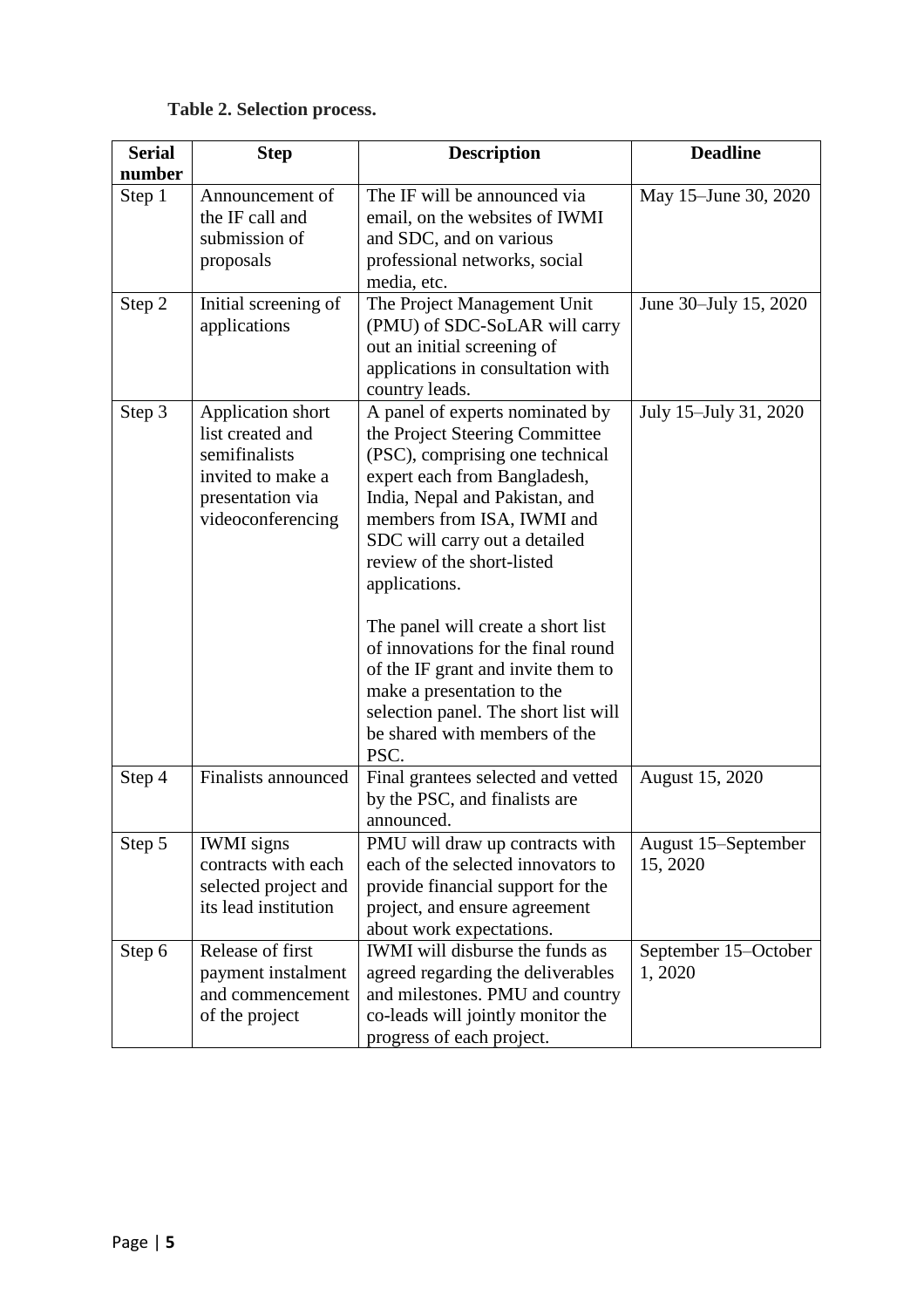**Table 2. Selection process.**

| Serial number | Step | Description | Deadline |
|---|---|---|---|
| Step 1 | Announcement of the IF call and submission of proposals | The IF will be announced via email, on the websites of IWMI and SDC, and on various professional networks, social media, etc. | May 15–June 30, 2020 |
| Step 2 | Initial screening of applications | The Project Management Unit (PMU) of SDC-SoLAR will carry out an initial screening of applications in consultation with country leads. | June 30–July 15, 2020 |
| Step 3 | Application short list created and semifinalists invited to make a presentation via videoconferencing | A panel of experts nominated by the Project Steering Committee (PSC), comprising one technical expert each from Bangladesh, India, Nepal and Pakistan, and members from ISA, IWMI and SDC will carry out a detailed review of the short-listed applications.<br><br>The panel will create a short list of innovations for the final round of the IF grant and invite them to make a presentation to the selection panel. The short list will be shared with members of the PSC. | July 15–July 31, 2020 |
| Step 4 | Finalists announced | Final grantees selected and vetted by the PSC, and finalists are announced. | August 15, 2020 |
| Step 5 | IWMI signs contracts with each selected project and its lead institution | PMU will draw up contracts with each of the selected innovators to provide financial support for the project, and ensure agreement about work expectations. | August 15–September 15, 2020 |
| Step 6 | Release of first payment instalment and commencement of the project | IWMI will disburse the funds as agreed regarding the deliverables and milestones. PMU and country co-leads will jointly monitor the progress of each project. | September 15–October 1, 2020 |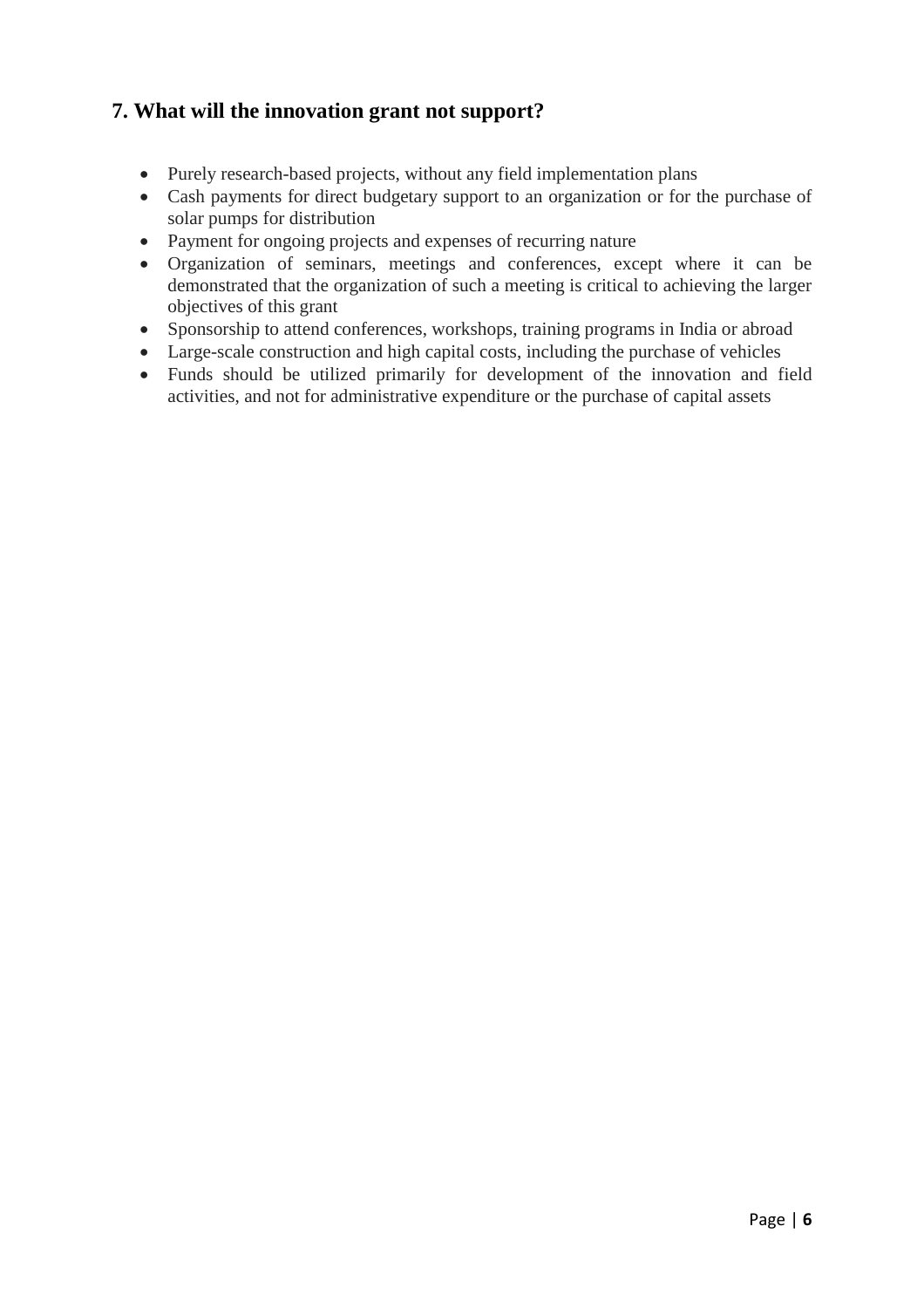## 7. What will the innovation grant not support?

- Purely research-based projects, without any field implementation plans
- Cash payments for direct budgetary support to an organization or for the purchase of solar pumps for distribution
- Payment for ongoing projects and expenses of recurring nature
- Organization of seminars, meetings and conferences, except where it can be demonstrated that the organization of such a meeting is critical to achieving the larger objectives of this grant
- Sponsorship to attend conferences, workshops, training programs in India or abroad
- Large-scale construction and high capital costs, including the purchase of vehicles
- Funds should be utilized primarily for development of the innovation and field activities, and not for administrative expenditure or the purchase of capital assets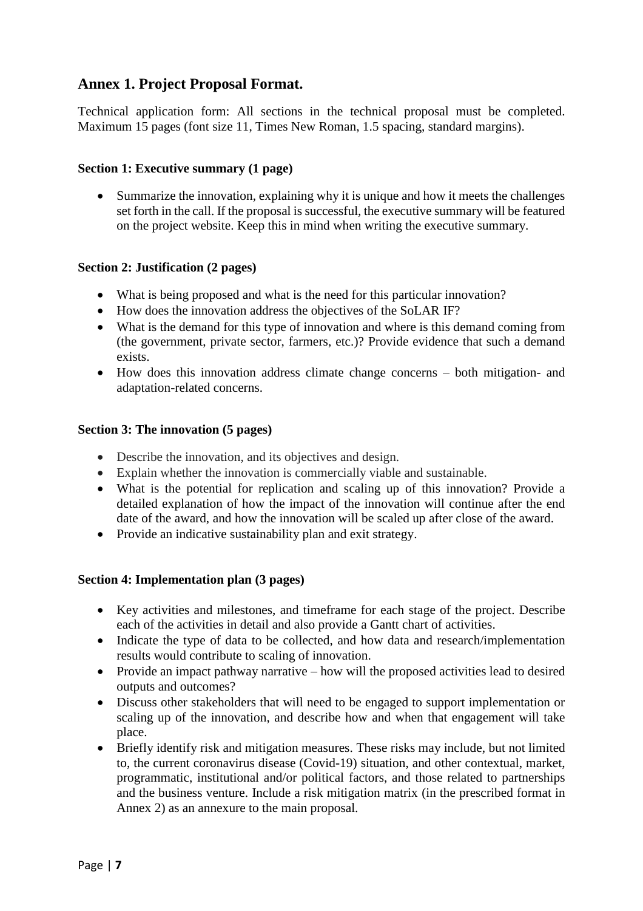## Annex 1. Project Proposal Format.

Technical application form: All sections in the technical proposal must be completed. Maximum 15 pages (font size 11, Times New Roman, 1.5 spacing, standard margins).

**Section 1: Executive summary (1 page)**

- Summarize the innovation, explaining why it is unique and how it meets the challenges set forth in the call. If the proposal is successful, the executive summary will be featured on the project website. Keep this in mind when writing the executive summary.

**Section 2: Justification (2 pages)**

- What is being proposed and what is the need for this particular innovation?
- How does the innovation address the objectives of the SoLAR IF?
- What is the demand for this type of innovation and where is this demand coming from (the government, private sector, farmers, etc.)? Provide evidence that such a demand exists.
- How does this innovation address climate change concerns – both mitigation- and adaptation-related concerns.

**Section 3: The innovation (5 pages)**

- Describe the innovation, and its objectives and design.
- Explain whether the innovation is commercially viable and sustainable.
- What is the potential for replication and scaling up of this innovation? Provide a detailed explanation of how the impact of the innovation will continue after the end date of the award, and how the innovation will be scaled up after close of the award.
- Provide an indicative sustainability plan and exit strategy.

**Section 4: Implementation plan (3 pages)**

- Key activities and milestones, and timeframe for each stage of the project. Describe each of the activities in detail and also provide a Gantt chart of activities.
- Indicate the type of data to be collected, and how data and research/implementation results would contribute to scaling of innovation.
- Provide an impact pathway narrative – how will the proposed activities lead to desired outputs and outcomes?
- Discuss other stakeholders that will need to be engaged to support implementation or scaling up of the innovation, and describe how and when that engagement will take place.
- Briefly identify risk and mitigation measures. These risks may include, but not limited to, the current coronavirus disease (Covid-19) situation, and other contextual, market, programmatic, institutional and/or political factors, and those related to partnerships and the business venture. Include a risk mitigation matrix (in the prescribed format in Annex 2) as an annexure to the main proposal.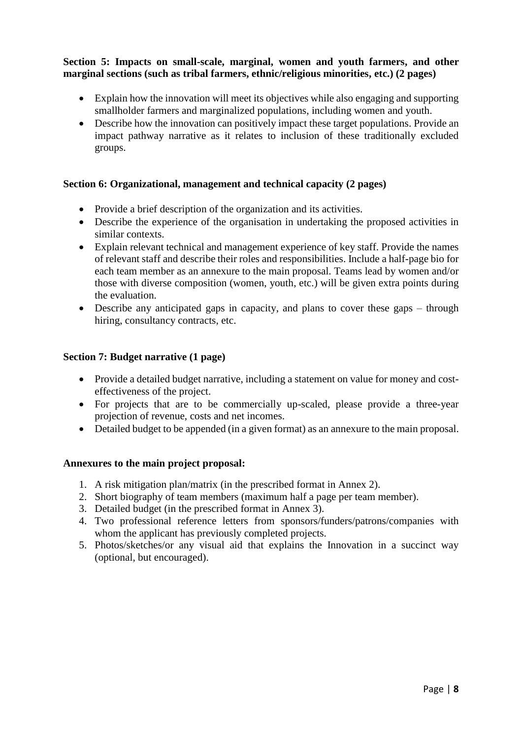**Section 5: Impacts on small-scale, marginal, women and youth farmers, and other marginal sections (such as tribal farmers, ethnic/religious minorities, etc.) (2 pages)**

- Explain how the innovation will meet its objectives while also engaging and supporting smallholder farmers and marginalized populations, including women and youth.
- Describe how the innovation can positively impact these target populations. Provide an impact pathway narrative as it relates to inclusion of these traditionally excluded groups.

**Section 6: Organizational, management and technical capacity (2 pages)**

- Provide a brief description of the organization and its activities.
- Describe the experience of the organisation in undertaking the proposed activities in similar contexts.
- Explain relevant technical and management experience of key staff. Provide the names of relevant staff and describe their roles and responsibilities. Include a half-page bio for each team member as an annexure to the main proposal. Teams lead by women and/or those with diverse composition (women, youth, etc.) will be given extra points during the evaluation.
- Describe any anticipated gaps in capacity, and plans to cover these gaps – through hiring, consultancy contracts, etc.

**Section 7: Budget narrative (1 page)**

- Provide a detailed budget narrative, including a statement on value for money and cost-effectiveness of the project.
- For projects that are to be commercially up-scaled, please provide a three-year projection of revenue, costs and net incomes.
- Detailed budget to be appended (in a given format) as an annexure to the main proposal.

**Annexures to the main project proposal:**

1. A risk mitigation plan/matrix (in the prescribed format in Annex 2).
2. Short biography of team members (maximum half a page per team member).
3. Detailed budget (in the prescribed format in Annex 3).
4. Two professional reference letters from sponsors/funders/patrons/companies with whom the applicant has previously completed projects.
5. Photos/sketches/or any visual aid that explains the Innovation in a succinct way (optional, but encouraged).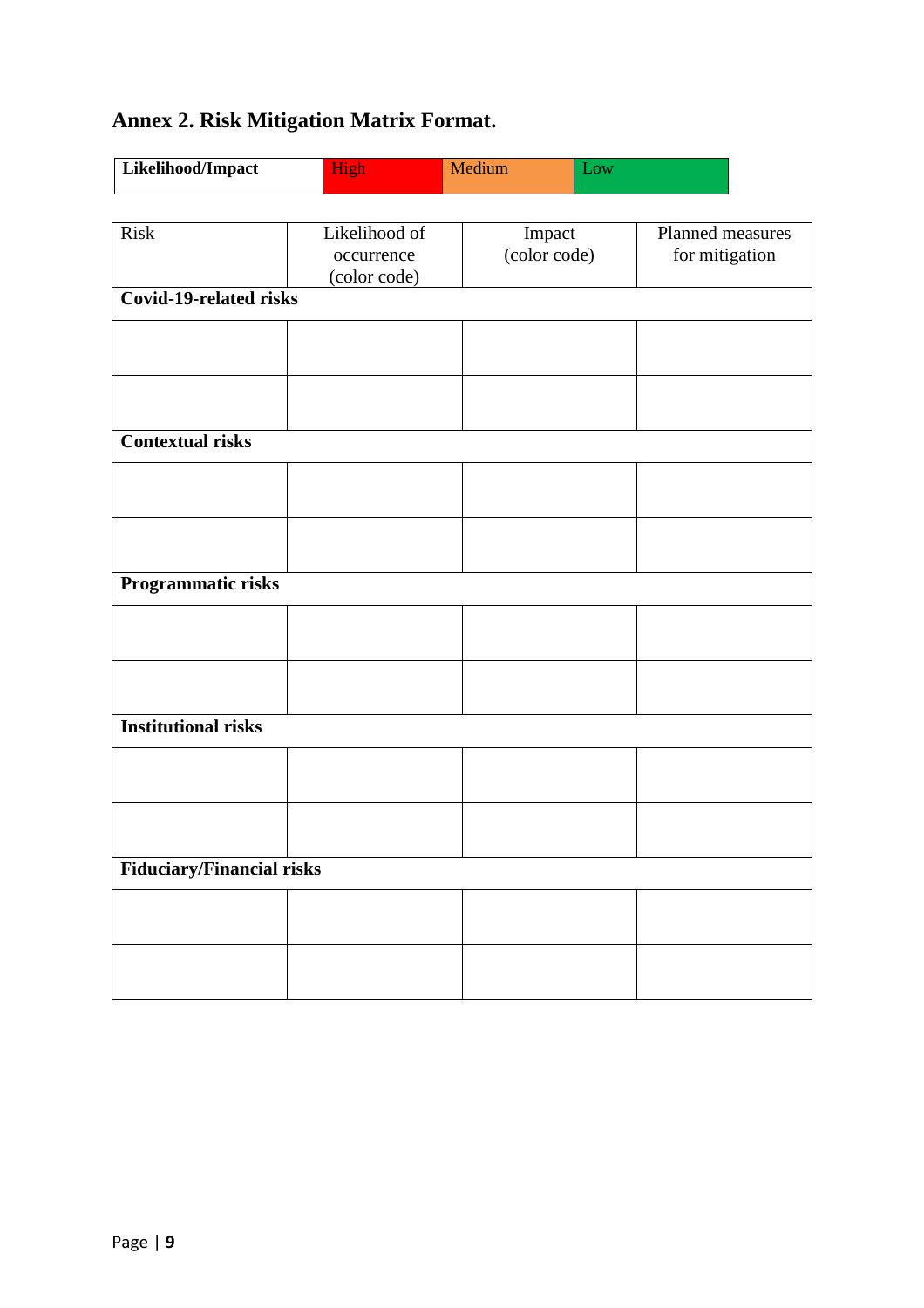## Annex 2. Risk Mitigation Matrix Format.

| **Likelihood/Impact** | High | Medium | Low |
|---|---|---|---|

| Risk | Likelihood of occurrence (color code) | Impact (color code) | Planned measures for mitigation |
|---|---|---|---|
| **Covid-19-related risks** | | | |
| | | | |
| | | | |
| **Contextual risks** | | | |
| | | | |
| | | | |
| **Programmatic risks** | | | |
| | | | |
| | | | |
| **Institutional risks** | | | |
| | | | |
| | | | |
| **Fiduciary/Financial risks** | | | |
| | | | |
| | | | |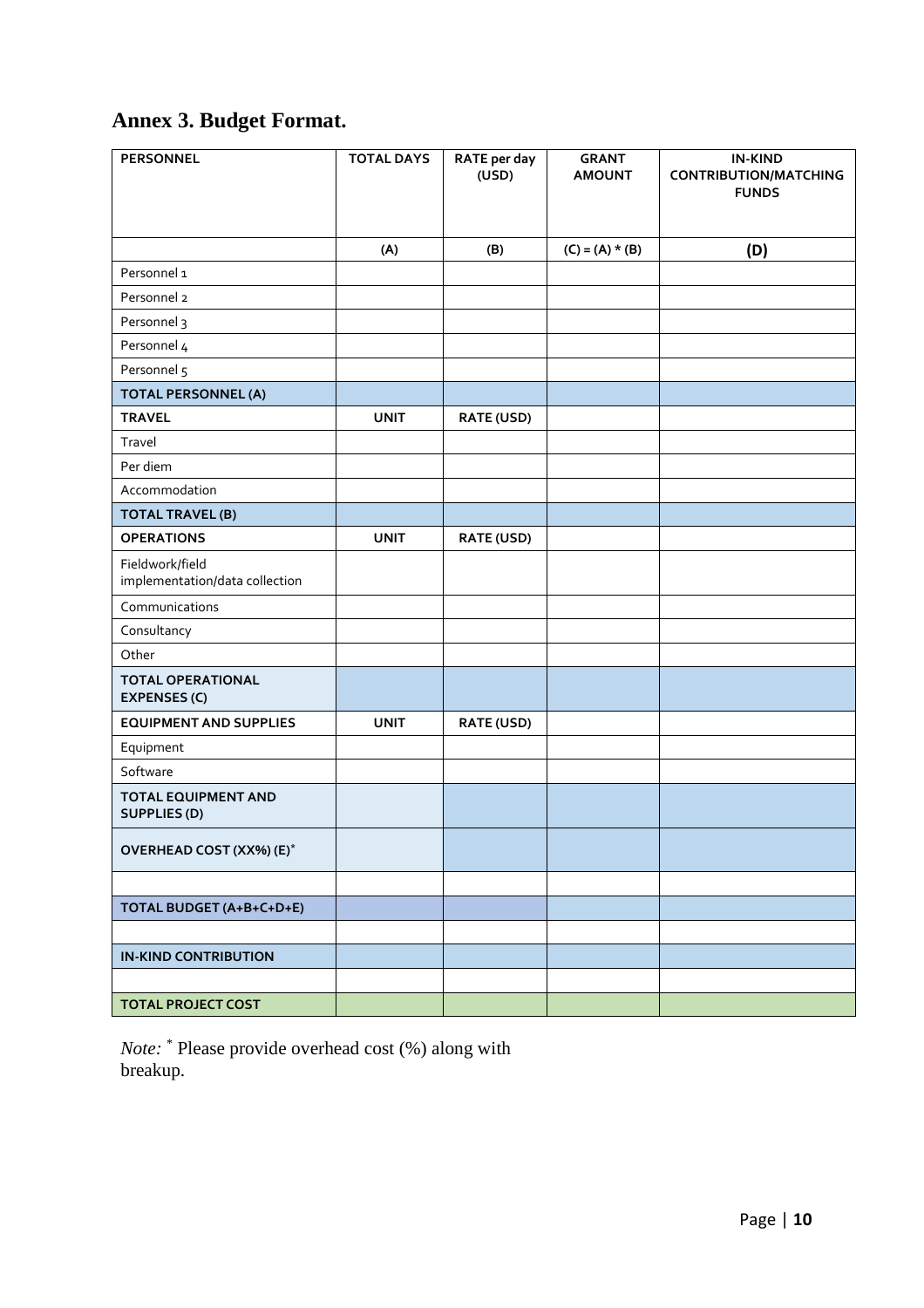# Annex 3. Budget Format.

| PERSONNEL | TOTAL DAYS | RATE per day (USD) | GRANT AMOUNT | IN-KIND CONTRIBUTION/MATCHING FUNDS |
|---|---|---|---|---|
| | (A) | (B) | (C) = (A) * (B) | (D) |
| Personnel 1 | | | | |
| Personnel 2 | | | | |
| Personnel 3 | | | | |
| Personnel 4 | | | | |
| Personnel 5 | | | | |
| **TOTAL PERSONNEL (A)** | | | | |
| **TRAVEL** | **UNIT** | **RATE (USD)** | | |
| Travel | | | | |
| Per diem | | | | |
| Accommodation | | | | |
| **TOTAL TRAVEL (B)** | | | | |
| **OPERATIONS** | **UNIT** | **RATE (USD)** | | |
| Fieldwork/field implementation/data collection | | | | |
| Communications | | | | |
| Consultancy | | | | |
| Other | | | | |
| **TOTAL OPERATIONAL EXPENSES (C)** | | | | |
| **EQUIPMENT AND SUPPLIES** | **UNIT** | **RATE (USD)** | | |
| Equipment | | | | |
| Software | | | | |
| **TOTAL EQUIPMENT AND SUPPLIES (D)** | | | | |
| **OVERHEAD COST (XX%) (E)*** | | | | |
| | | | | |
| **TOTAL BUDGET (A+B+C+D+E)** | | | | |
| | | | | |
| **IN-KIND CONTRIBUTION** | | | | |
| | | | | |
| **TOTAL PROJECT COST** | | | | |

*Note:* * Please provide overhead cost (%) along with breakup.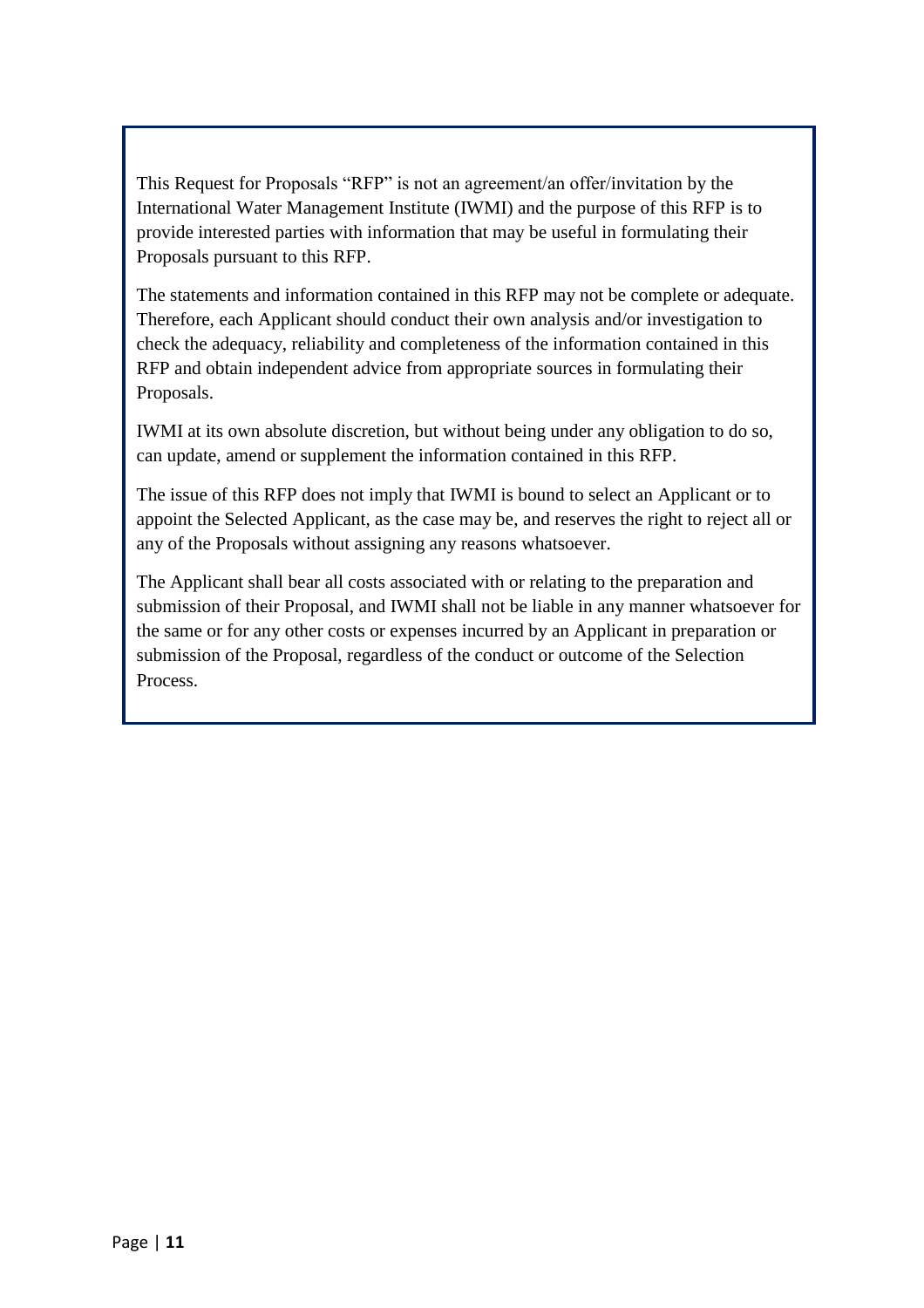This Request for Proposals “RFP” is not an agreement/an offer/invitation by the International Water Management Institute (IWMI) and the purpose of this RFP is to provide interested parties with information that may be useful in formulating their Proposals pursuant to this RFP.

The statements and information contained in this RFP may not be complete or adequate. Therefore, each Applicant should conduct their own analysis and/or investigation to check the adequacy, reliability and completeness of the information contained in this RFP and obtain independent advice from appropriate sources in formulating their Proposals.

IWMI at its own absolute discretion, but without being under any obligation to do so, can update, amend or supplement the information contained in this RFP.

The issue of this RFP does not imply that IWMI is bound to select an Applicant or to appoint the Selected Applicant, as the case may be, and reserves the right to reject all or any of the Proposals without assigning any reasons whatsoever.

The Applicant shall bear all costs associated with or relating to the preparation and submission of their Proposal, and IWMI shall not be liable in any manner whatsoever for the same or for any other costs or expenses incurred by an Applicant in preparation or submission of the Proposal, regardless of the conduct or outcome of the Selection Process.